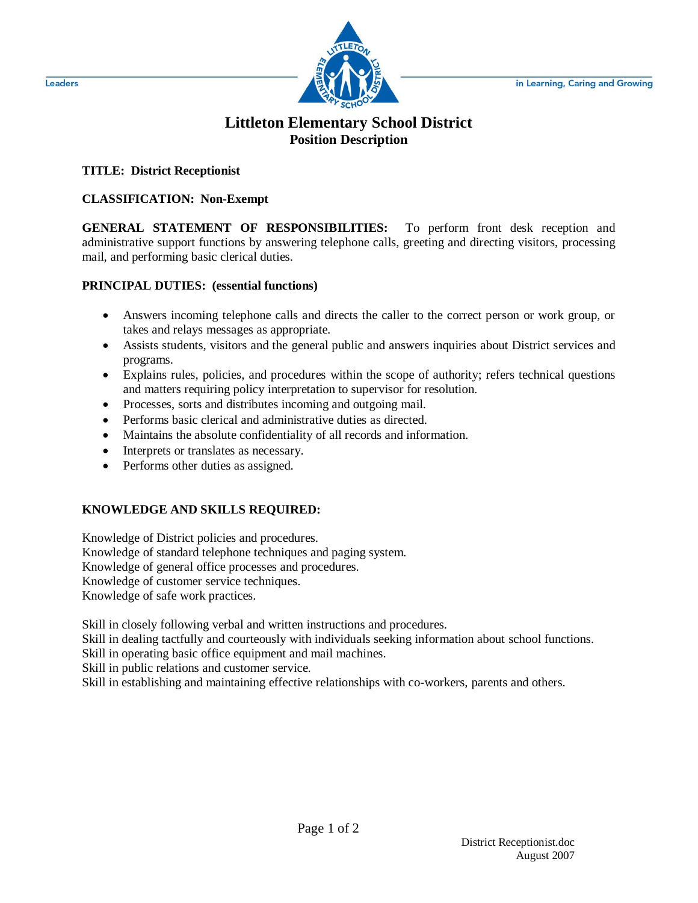# Littleton Elementary School District

## Position Description

**TITLE: District Receptionist**

**CLASSIFICATION: Non-Exempt**

**GENERAL STATEMENT OF RESPONSIBILITIES:** To perform front desk reception and administrative support functions by answering telephone calls, greeting and directing visitors, processing mail, and performing basic clerical duties.

**PRINCIPAL DUTIES: (essential functions)**

- Answers incoming telephone calls and directs the caller to the correct person or work group, or takes and relays messages as appropriate.
- Assists students, visitors and the general public and answers inquiries about District services and programs.
- Explains rules, policies, and procedures within the scope of authority; refers technical questions and matters requiring policy interpretation to supervisor for resolution.
- Processes, sorts and distributes incoming and outgoing mail.
- Performs basic clerical and administrative duties as directed.
- Maintains the absolute confidentiality of all records and information.
- Interprets or translates as necessary.
- Performs other duties as assigned.

**KNOWLEDGE AND SKILLS REQUIRED:**

Knowledge of District policies and procedures.
Knowledge of standard telephone techniques and paging system.
Knowledge of general office processes and procedures.
Knowledge of customer service techniques.
Knowledge of safe work practices.

Skill in closely following verbal and written instructions and procedures.
Skill in dealing tactfully and courteously with individuals seeking information about school functions.
Skill in operating basic office equipment and mail machines.
Skill in public relations and customer service.
Skill in establishing and maintaining effective relationships with co-workers, parents and others.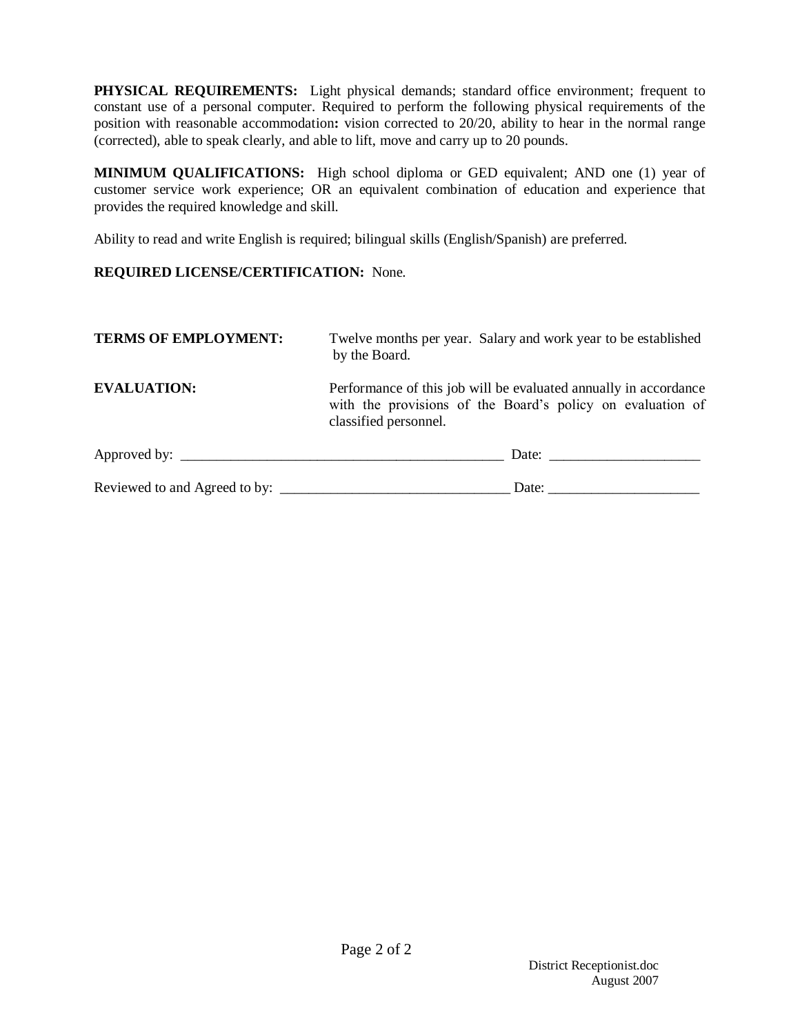**PHYSICAL REQUIREMENTS:** Light physical demands; standard office environment; frequent to constant use of a personal computer. Required to perform the following physical requirements of the position with reasonable accommodation**:** vision corrected to 20/20, ability to hear in the normal range (corrected), able to speak clearly, and able to lift, move and carry up to 20 pounds.

**MINIMUM QUALIFICATIONS:** High school diploma or GED equivalent; AND one (1) year of customer service work experience; OR an equivalent combination of education and experience that provides the required knowledge and skill.

Ability to read and write English is required; bilingual skills (English/Spanish) are preferred.

**REQUIRED LICENSE/CERTIFICATION:** None.

**TERMS OF EMPLOYMENT:** Twelve months per year. Salary and work year to be established by the Board.

**EVALUATION:** Performance of this job will be evaluated annually in accordance with the provisions of the Board's policy on evaluation of classified personnel.

Approved by: ____________________________________________ Date: ____________________

Reviewed to and Agreed to by: ______________________________ Date: ____________________

District Receptionist.doc
August 2007